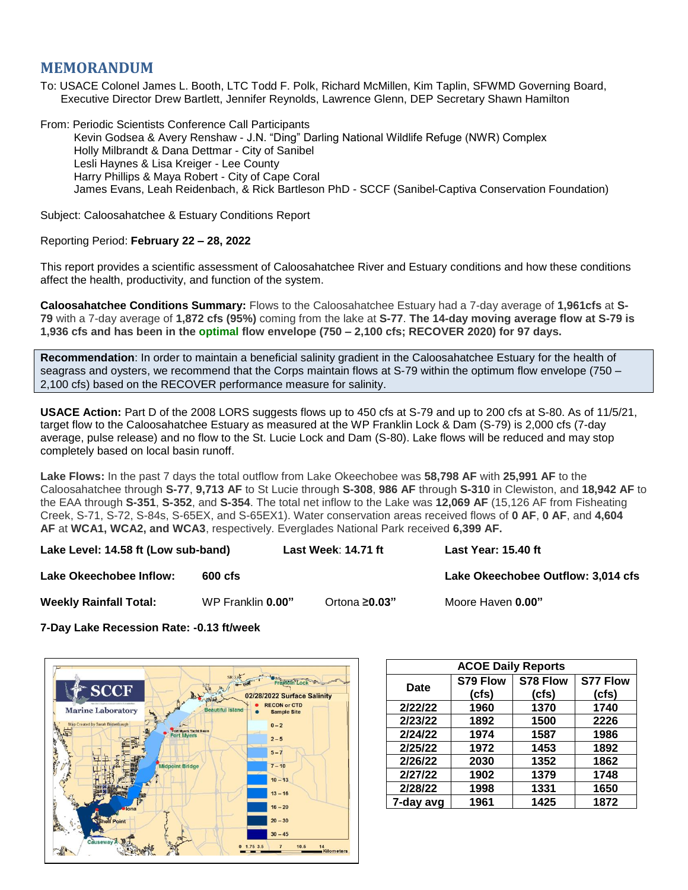# MEMORANDUM

To: USACE Colonel James L. Booth, LTC Todd F. Polk, Richard McMillen, Kim Taplin, SFWMD Governing Board, Executive Director Drew Bartlett, Jennifer Reynolds, Lawrence Glenn, DEP Secretary Shawn Hamilton

From: Periodic Scientists Conference Call Participants
Kevin Godsea & Avery Renshaw - J.N. "Ding" Darling National Wildlife Refuge (NWR) Complex
Holly Milbrandt & Dana Dettmar - City of Sanibel
Lesli Haynes & Lisa Kreiger - Lee County
Harry Phillips & Maya Robert - City of Cape Coral
James Evans, Leah Reidenbach, & Rick Bartleson PhD - SCCF (Sanibel-Captiva Conservation Foundation)

Subject: Caloosahatchee & Estuary Conditions Report

Reporting Period: **February 22 – 28, 2022**

This report provides a scientific assessment of Caloosahatchee River and Estuary conditions and how these conditions affect the health, productivity, and function of the system.

**Caloosahatchee Conditions Summary:** Flows to the Caloosahatchee Estuary had a 7-day average of **1,961cfs** at **S-79** with a 7-day average of **1,872 cfs (95%)** coming from the lake at **S-77**. **The 14-day moving average flow at S-79 is 1,936 cfs and has been in the optimal flow envelope (750 – 2,100 cfs; RECOVER 2020) for 97 days.**

**Recommendation**: In order to maintain a beneficial salinity gradient in the Caloosahatchee Estuary for the health of seagrass and oysters, we recommend that the Corps maintain flows at S-79 within the optimum flow envelope (750 – 2,100 cfs) based on the RECOVER performance measure for salinity.

**USACE Action:** Part D of the 2008 LORS suggests flows up to 450 cfs at S-79 and up to 200 cfs at S-80. As of 11/5/21, target flow to the Caloosahatchee Estuary as measured at the WP Franklin Lock & Dam (S-79) is 2,000 cfs (7-day average, pulse release) and no flow to the St. Lucie Lock and Dam (S-80). Lake flows will be reduced and may stop completely based on local basin runoff.

**Lake Flows:** In the past 7 days the total outflow from Lake Okeechobee was **58,798 AF** with **25,991 AF** to the Caloosahatchee through **S-77**, **9,713 AF** to St Lucie through **S-308**, **986 AF** through **S-310** in Clewiston, and **18,942 AF** to the EAA through **S-351**, **S-352**, and **S-354**. The total net inflow to the Lake was **12,069 AF** (15,126 AF from Fisheating Creek, S-71, S-72, S-84s, S-65EX, and S-65EX1). Water conservation areas received flows of **0 AF**, **0 AF**, and **4,604 AF** at **WCA1, WCA2, and WCA3**, respectively. Everglades National Park received **6,399 AF.**

**Lake Level: 14.58 ft (Low sub-band)** **Last Week**: **14.71 ft** **Last Year: 15.40 ft**

**Lake Okeechobee Inflow:** **600 cfs** **Lake Okeechobee Outflow: 3,014 cfs**

**Weekly Rainfall Total:** WP Franklin **0.00"** Ortona **≥0.03"** Moore Haven **0.00"**

**7-Day Lake Recession Rate: -0.13 ft/week**

| ACOE Daily Reports | | | |
|---|---|---|---|
| Date | S79 Flow (cfs) | S78 Flow (cfs) | S77 Flow (cfs) |
| 2/22/22 | 1960 | 1370 | 1740 |
| 2/23/22 | 1892 | 1500 | 2226 |
| 2/24/22 | 1974 | 1587 | 1986 |
| 2/25/22 | 1972 | 1453 | 1892 |
| 2/26/22 | 2030 | 1352 | 1862 |
| 2/27/22 | 1902 | 1379 | 1748 |
| 2/28/22 | 1998 | 1331 | 1650 |
| 7-day avg | 1961 | 1425 | 1872 |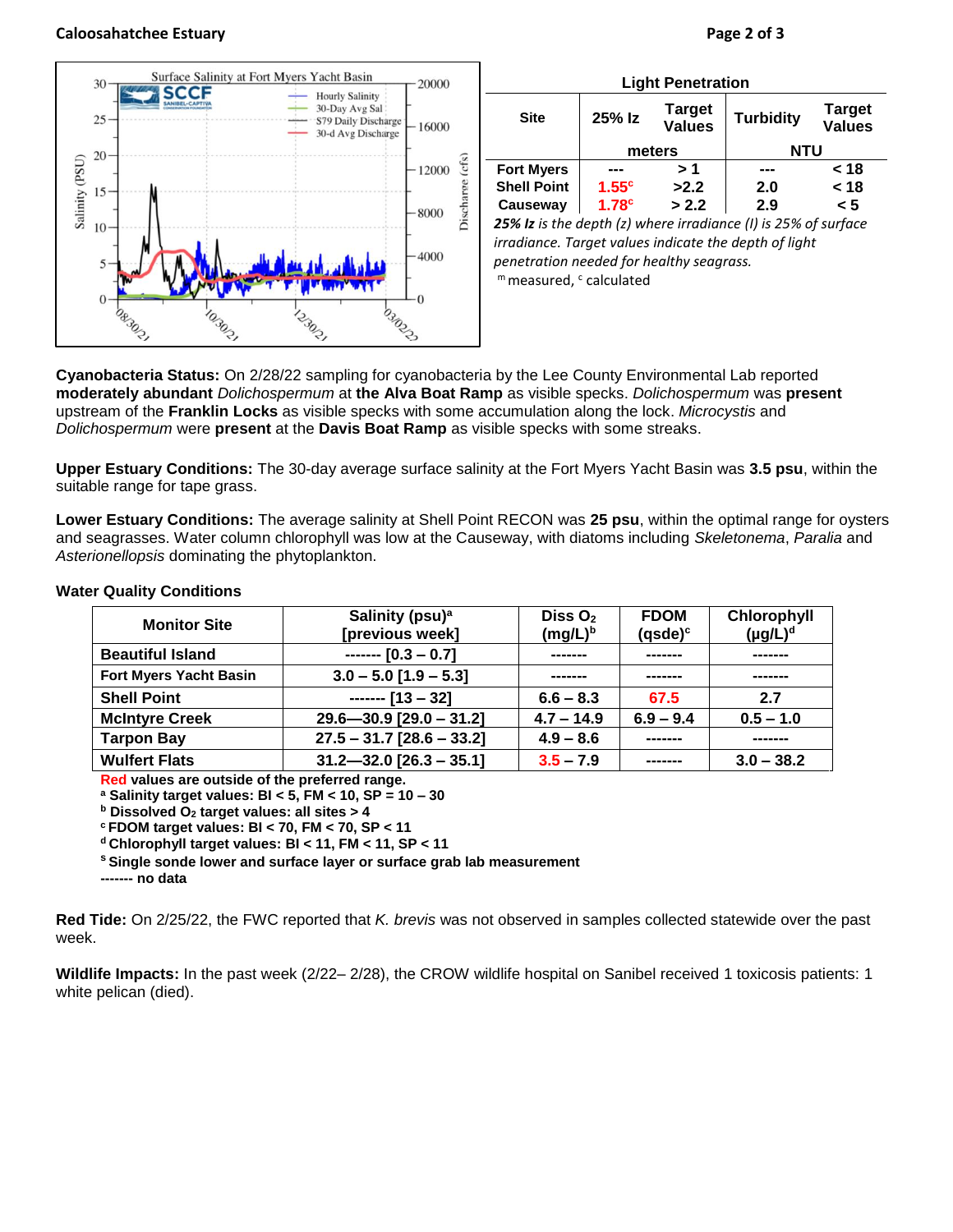| Light Penetration | | | | |
|---|---|---|---|---|
| Site | 25% Iz | Target Values | Turbidity | Target Values |
| | meters | | NTU | |
| Fort Myers | --- | > 1 | --- | < 18 |
| Shell Point | 1.55[c] | >2.2 | 2.0 | < 18 |
| Causeway | 1.78[c] | > 2.2 | 2.9 | < 5 |

***25% Iz** is the depth (z) where irradiance (I) is 25% of surface irradiance. Target values indicate the depth of light penetration needed for healthy seagrass.*

[m] measured, [c] calculated

**Cyanobacteria Status:** On 2/28/22 sampling for cyanobacteria by the Lee County Environmental Lab reported **moderately abundant** *Dolichospermum* at **the Alva Boat Ramp** as visible specks. *Dolichospermum* was **present** upstream of the **Franklin Locks** as visible specks with some accumulation along the lock. *Microcystis* and *Dolichospermum* were **present** at the **Davis Boat Ramp** as visible specks with some streaks.

**Upper Estuary Conditions:** The 30-day average surface salinity at the Fort Myers Yacht Basin was **3.5 psu**, within the suitable range for tape grass.

**Lower Estuary Conditions:** The average salinity at Shell Point RECON was **25 psu**, within the optimal range for oysters and seagrasses. Water column chlorophyll was low at the Causeway, with diatoms including *Skeletonema*, *Paralia* and *Asterionellopsis* dominating the phytoplankton.

**Water Quality Conditions**

| Monitor Site | Salinity (psu)[a] [previous week] | Diss $O_2$ (mg/L)[b] | FDOM (qsde)[c] | Chlorophyll (μg/L)[d] |
|---|---|---|---|---|
| Beautiful Island | ------- [0.3 – 0.7] | ------- | ------- | ------- |
| Fort Myers Yacht Basin | 3.0 – 5.0 [1.9 – 5.3] | ------- | ------- | ------- |
| Shell Point | ------- [13 – 32] | 6.6 – 8.3 | 67.5 | 2.7 |
| McIntyre Creek | 29.6—30.9 [29.0 – 31.2] | 4.7 – 14.9 | 6.9 – 9.4 | 0.5 – 1.0 |
| Tarpon Bay | 27.5 – 31.7 [28.6 – 33.2] | 4.9 – 8.6 | ------- | ------- |
| Wulfert Flats | 31.2—32.0 [26.3 – 35.1] | 3.5 – 7.9 | ------- | 3.0 – 38.2 |

**Red values are outside of the preferred range.**
**[a] Salinity target values: BI < 5, FM < 10, SP = 10 – 30**
**[b] Dissolved $O_2$ target values: all sites > 4**
**[c] FDOM target values: BI < 70, FM < 70, SP < 11**
**[d] Chlorophyll target values: BI < 11, FM < 11, SP < 11**
**[s] Single sonde lower and surface layer or surface grab lab measurement**
**------- no data**

**Red Tide:** On 2/25/22, the FWC reported that *K. brevis* was not observed in samples collected statewide over the past week.

**Wildlife Impacts:** In the past week (2/22– 2/28), the CROW wildlife hospital on Sanibel received 1 toxicosis patients: 1 white pelican (died).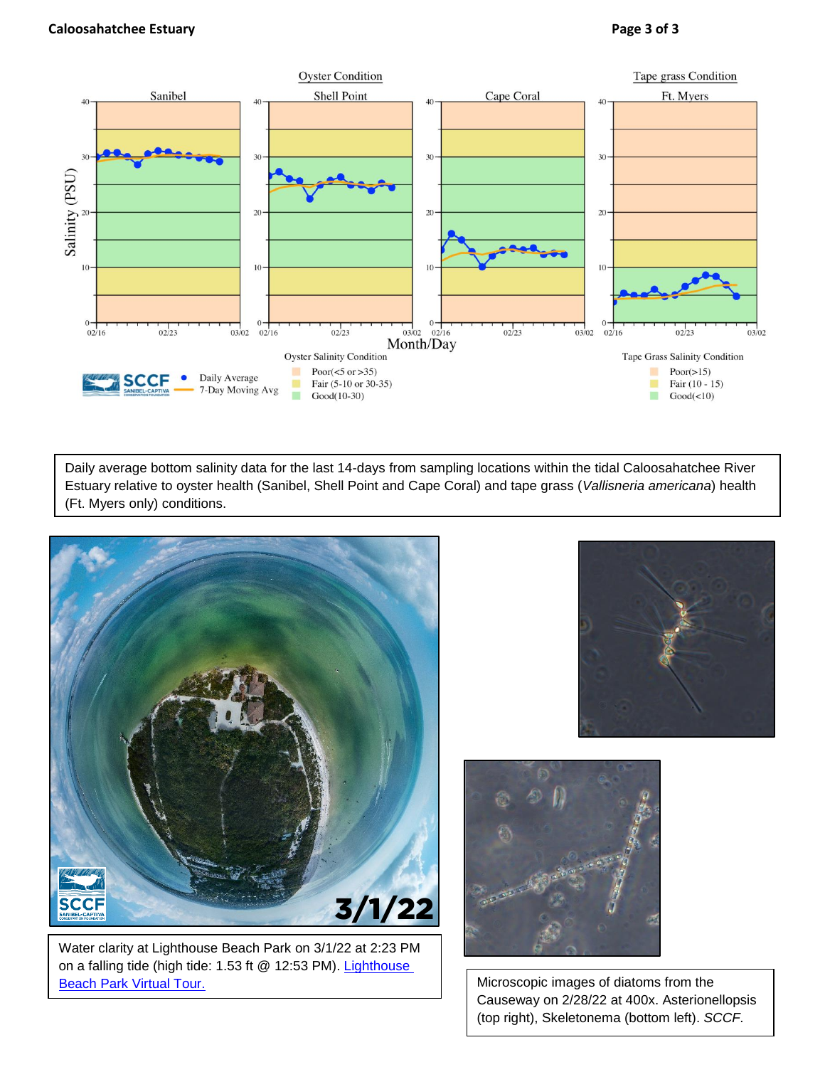Oyster Condition

Sanibel

Shell Point

Cape Coral

Tape grass Condition

Ft. Myers

Salinity (PSU)

40

30

20

10

0

02/16

02/23

03/02

Month/Day

Daily Average

7-Day Moving Avg

Oyster Salinity Condition

Poor(<5 or >35)

Fair (5-10 or 30-35)

Good(10-30)

Tape Grass Salinity Condition

Poor(>15)

Fair (10 - 15)

Good(<10)

Daily average bottom salinity data for the last 14-days from sampling locations within the tidal Caloosahatchee River Estuary relative to oyster health (Sanibel, Shell Point and Cape Coral) and tape grass (*Vallisneria americana*) health (Ft. Myers only) conditions.

3/1/22

Water clarity at Lighthouse Beach Park on 3/1/22 at 2:23 PM on a falling tide (high tide: 1.53 ft @ 12:53 PM). Lighthouse Beach Park Virtual Tour.

Microscopic images of diatoms from the Causeway on 2/28/22 at 400x. Asterionellopsis (top right), Skeletonema (bottom left). *SCCF.*